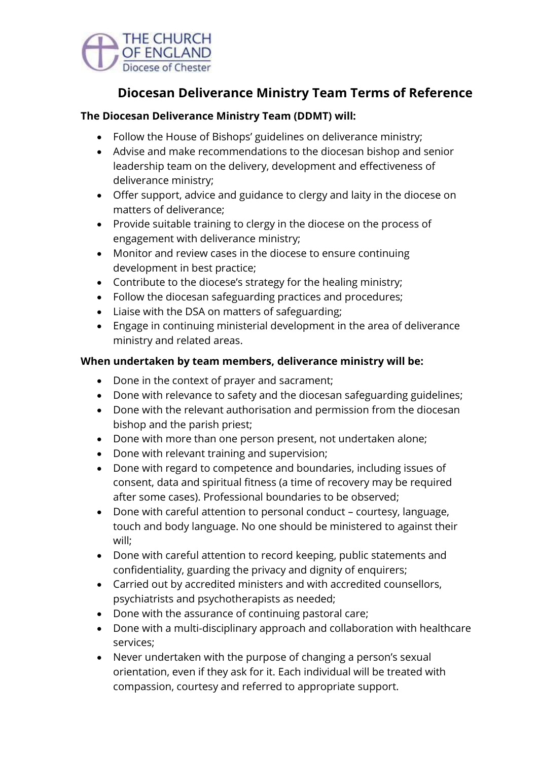# Diocesan Deliverance Ministry Team Terms of Reference

**The Diocesan Deliverance Ministry Team (DDMT) will:**

- Follow the House of Bishops' guidelines on deliverance ministry;
- Advise and make recommendations to the diocesan bishop and senior leadership team on the delivery, development and effectiveness of deliverance ministry;
- Offer support, advice and guidance to clergy and laity in the diocese on matters of deliverance;
- Provide suitable training to clergy in the diocese on the process of engagement with deliverance ministry;
- Monitor and review cases in the diocese to ensure continuing development in best practice;
- Contribute to the diocese's strategy for the healing ministry;
- Follow the diocesan safeguarding practices and procedures;
- Liaise with the DSA on matters of safeguarding;
- Engage in continuing ministerial development in the area of deliverance ministry and related areas.

**When undertaken by team members, deliverance ministry will be:**

- Done in the context of prayer and sacrament;
- Done with relevance to safety and the diocesan safeguarding guidelines;
- Done with the relevant authorisation and permission from the diocesan bishop and the parish priest;
- Done with more than one person present, not undertaken alone;
- Done with relevant training and supervision;
- Done with regard to competence and boundaries, including issues of consent, data and spiritual fitness (a time of recovery may be required after some cases). Professional boundaries to be observed;
- Done with careful attention to personal conduct – courtesy, language, touch and body language. No one should be ministered to against their will;
- Done with careful attention to record keeping, public statements and confidentiality, guarding the privacy and dignity of enquirers;
- Carried out by accredited ministers and with accredited counsellors, psychiatrists and psychotherapists as needed;
- Done with the assurance of continuing pastoral care;
- Done with a multi-disciplinary approach and collaboration with healthcare services;
- Never undertaken with the purpose of changing a person's sexual orientation, even if they ask for it. Each individual will be treated with compassion, courtesy and referred to appropriate support.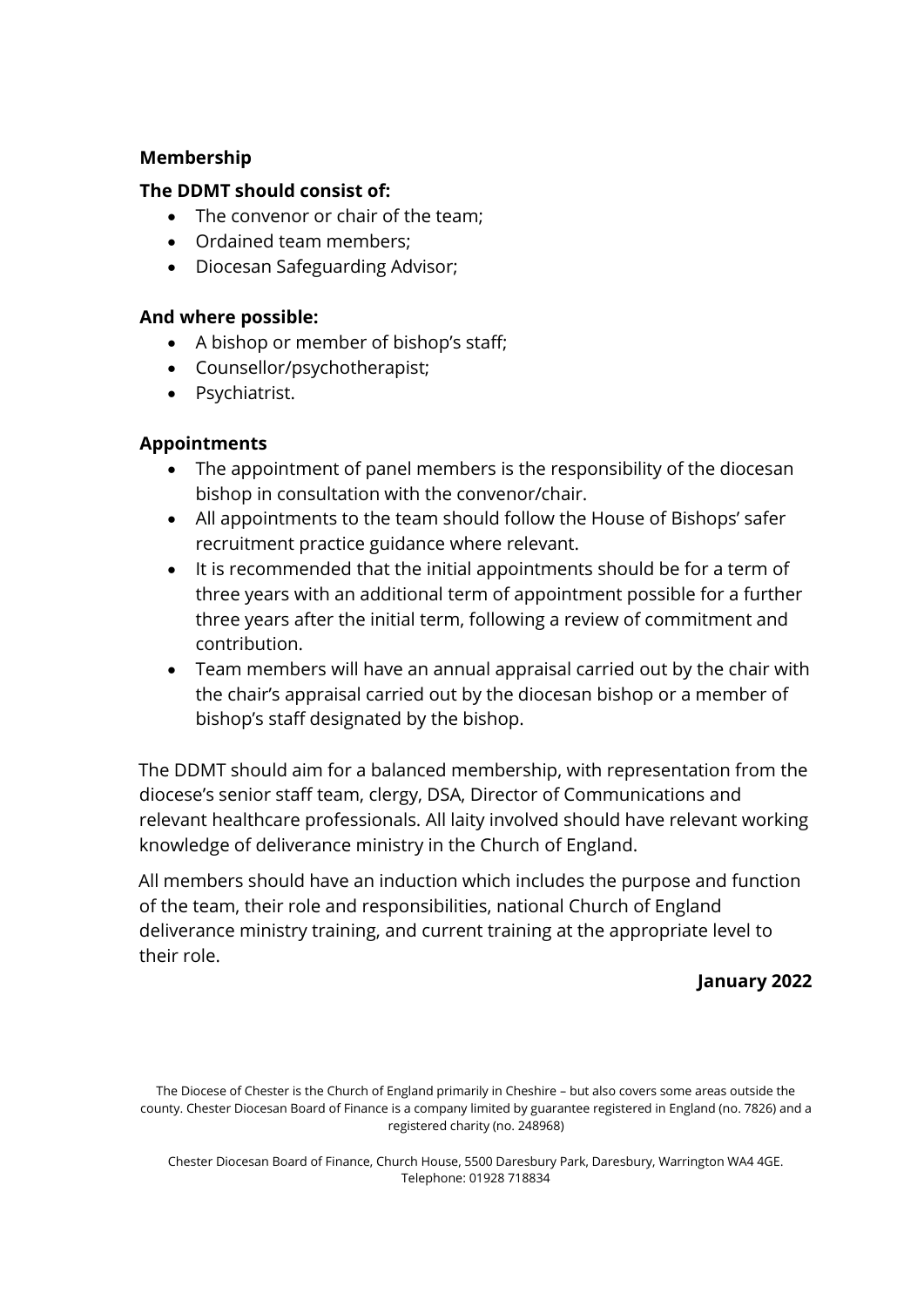**Membership**

**The DDMT should consist of:**

- The convenor or chair of the team;
- Ordained team members;
- Diocesan Safeguarding Advisor;

**And where possible:**

- A bishop or member of bishop's staff;
- Counsellor/psychotherapist;
- Psychiatrist.

**Appointments**

- The appointment of panel members is the responsibility of the diocesan bishop in consultation with the convenor/chair.
- All appointments to the team should follow the House of Bishops' safer recruitment practice guidance where relevant.
- It is recommended that the initial appointments should be for a term of three years with an additional term of appointment possible for a further three years after the initial term, following a review of commitment and contribution.
- Team members will have an annual appraisal carried out by the chair with the chair's appraisal carried out by the diocesan bishop or a member of bishop's staff designated by the bishop.

The DDMT should aim for a balanced membership, with representation from the diocese's senior staff team, clergy, DSA, Director of Communications and relevant healthcare professionals. All laity involved should have relevant working knowledge of deliverance ministry in the Church of England.

All members should have an induction which includes the purpose and function of the team, their role and responsibilities, national Church of England deliverance ministry training, and current training at the appropriate level to their role.

**January 2022**